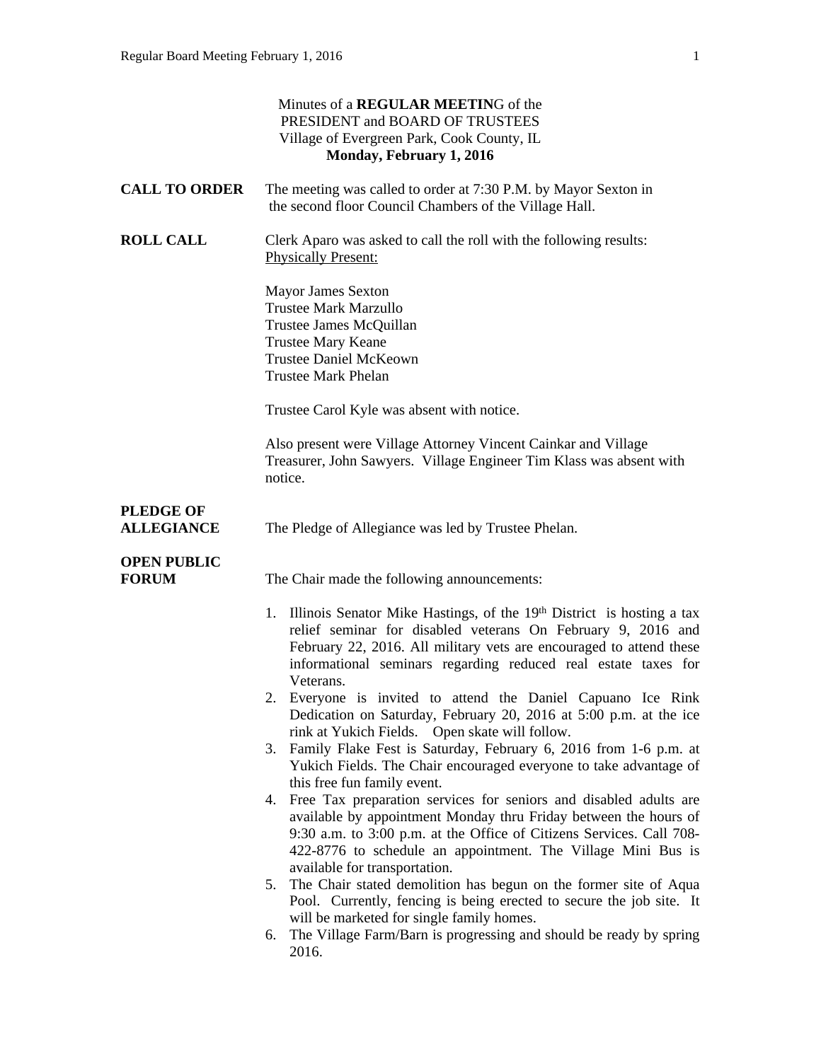Minutes of a **REGULAR MEETIN**G of the
PRESIDENT and BOARD OF TRUSTEES
Village of Evergreen Park, Cook County, IL
**Monday, February 1, 2016**

**CALL TO ORDER**

The meeting was called to order at 7:30 P.M. by Mayor Sexton in the second floor Council Chambers of the Village Hall.

**ROLL CALL**

Clerk Aparo was asked to call the roll with the following results:
Physically Present:

Mayor James Sexton
Trustee Mark Marzullo
Trustee James McQuillan
Trustee Mary Keane
Trustee Daniel McKeown
Trustee Mark Phelan

Trustee Carol Kyle was absent with notice.

Also present were Village Attorney Vincent Cainkar and Village Treasurer, John Sawyers. Village Engineer Tim Klass was absent with notice.

**PLEDGE OF ALLEGIANCE**

The Pledge of Allegiance was led by Trustee Phelan.

**OPEN PUBLIC FORUM**

The Chair made the following announcements:

1. Illinois Senator Mike Hastings, of the 19th District is hosting a tax relief seminar for disabled veterans On February 9, 2016 and February 22, 2016. All military vets are encouraged to attend these informational seminars regarding reduced real estate taxes for Veterans.
2. Everyone is invited to attend the Daniel Capuano Ice Rink Dedication on Saturday, February 20, 2016 at 5:00 p.m. at the ice rink at Yukich Fields. Open skate will follow.
3. Family Flake Fest is Saturday, February 6, 2016 from 1-6 p.m. at Yukich Fields. The Chair encouraged everyone to take advantage of this free fun family event.
4. Free Tax preparation services for seniors and disabled adults are available by appointment Monday thru Friday between the hours of 9:30 a.m. to 3:00 p.m. at the Office of Citizens Services. Call 708-422-8776 to schedule an appointment. The Village Mini Bus is available for transportation.
5. The Chair stated demolition has begun on the former site of Aqua Pool. Currently, fencing is being erected to secure the job site. It will be marketed for single family homes.
6. The Village Farm/Barn is progressing and should be ready by spring 2016.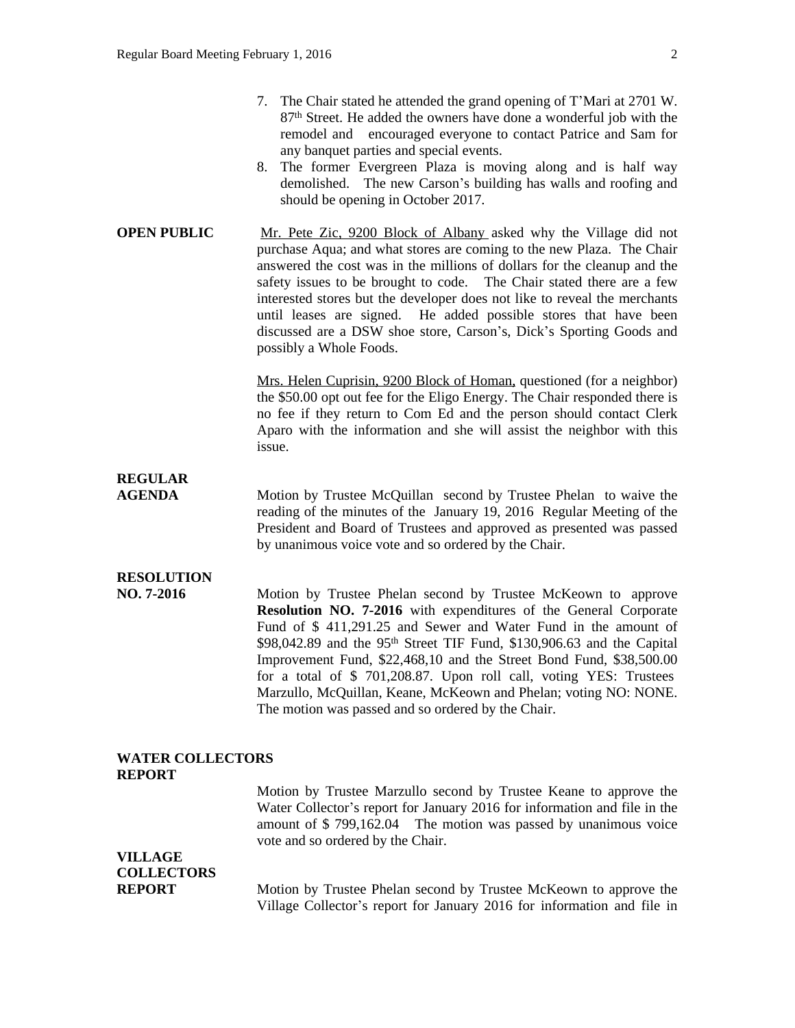7. The Chair stated he attended the grand opening of T'Mari at 2701 W. 87th Street. He added the owners have done a wonderful job with the remodel and encouraged everyone to contact Patrice and Sam for any banquet parties and special events.
8. The former Evergreen Plaza is moving along and is half way demolished. The new Carson's building has walls and roofing and should be opening in October 2017.

**OPEN PUBLIC**

Mr. Pete Zic, 9200 Block of Albany asked why the Village did not purchase Aqua; and what stores are coming to the new Plaza. The Chair answered the cost was in the millions of dollars for the cleanup and the safety issues to be brought to code. The Chair stated there are a few interested stores but the developer does not like to reveal the merchants until leases are signed. He added possible stores that have been discussed are a DSW shoe store, Carson's, Dick's Sporting Goods and possibly a Whole Foods.

Mrs. Helen Cuprisin, 9200 Block of Homan, questioned (for a neighbor) the $50.00 opt out fee for the Eligo Energy. The Chair responded there is no fee if they return to Com Ed and the person should contact Clerk Aparo with the information and she will assist the neighbor with this issue.

**REGULAR AGENDA**

Motion by Trustee McQuillan second by Trustee Phelan to waive the reading of the minutes of the January 19, 2016 Regular Meeting of the President and Board of Trustees and approved as presented was passed by unanimous voice vote and so ordered by the Chair.

**RESOLUTION NO. 7-2016**

Motion by Trustee Phelan second by Trustee McKeown to approve **Resolution NO. 7-2016** with expenditures of the General Corporate Fund of $ 411,291.25 and Sewer and Water Fund in the amount of $98,042.89 and the 95th Street TIF Fund, $130,906.63 and the Capital Improvement Fund, $22,468,10 and the Street Bond Fund, $38,500.00 for a total of $ 701,208.87. Upon roll call, voting YES: Trustees Marzullo, McQuillan, Keane, McKeown and Phelan; voting NO: NONE. The motion was passed and so ordered by the Chair.

**WATER COLLECTORS REPORT**

Motion by Trustee Marzullo second by Trustee Keane to approve the Water Collector's report for January 2016 for information and file in the amount of $ 799,162.04 The motion was passed by unanimous voice vote and so ordered by the Chair.

**VILLAGE COLLECTORS REPORT**

Motion by Trustee Phelan second by Trustee McKeown to approve the Village Collector's report for January 2016 for information and file in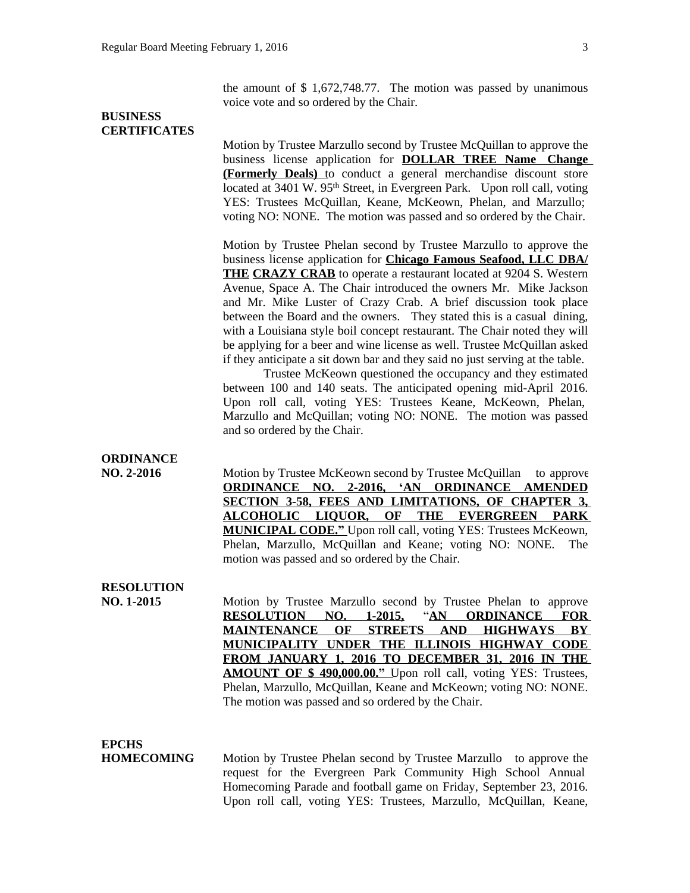the amount of $ 1,672,748.77. The motion was passed by unanimous voice vote and so ordered by the Chair.

**BUSINESS CERTIFICATES**

Motion by Trustee Marzullo second by Trustee McQuillan to approve the business license application for **DOLLAR TREE Name Change (Formerly Deals)** to conduct a general merchandise discount store located at 3401 W. 95th Street, in Evergreen Park. Upon roll call, voting YES: Trustees McQuillan, Keane, McKeown, Phelan, and Marzullo; voting NO: NONE. The motion was passed and so ordered by the Chair.

Motion by Trustee Phelan second by Trustee Marzullo to approve the business license application for **Chicago Famous Seafood, LLC DBA/ THE CRAZY CRAB** to operate a restaurant located at 9204 S. Western Avenue, Space A. The Chair introduced the owners Mr. Mike Jackson and Mr. Mike Luster of Crazy Crab. A brief discussion took place between the Board and the owners. They stated this is a casual dining, with a Louisiana style boil concept restaurant. The Chair noted they will be applying for a beer and wine license as well. Trustee McQuillan asked if they anticipate a sit down bar and they said no just serving at the table.

Trustee McKeown questioned the occupancy and they estimated between 100 and 140 seats. The anticipated opening mid-April 2016. Upon roll call, voting YES: Trustees Keane, McKeown, Phelan, Marzullo and McQuillan; voting NO: NONE. The motion was passed and so ordered by the Chair.

**ORDINANCE NO. 2-2016**

Motion by Trustee McKeown second by Trustee McQuillan to approve **ORDINANCE NO. 2-2016, 'AN ORDINANCE AMENDED SECTION 3-58, FEES AND LIMITATIONS, OF CHAPTER 3, ALCOHOLIC LIQUOR, OF THE EVERGREEN PARK MUNICIPAL CODE."** Upon roll call, voting YES: Trustees McKeown, Phelan, Marzullo, McQuillan and Keane; voting NO: NONE. The motion was passed and so ordered by the Chair.

**RESOLUTION NO. 1-2015**

Motion by Trustee Marzullo second by Trustee Phelan to approve **RESOLUTION NO. 1-2015, "AN ORDINANCE FOR MAINTENANCE OF STREETS AND HIGHWAYS BY MUNICIPALITY UNDER THE ILLINOIS HIGHWAY CODE FROM JANUARY 1, 2016 TO DECEMBER 31, 2016 IN THE AMOUNT OF $ 490,000.00."** Upon roll call, voting YES: Trustees, Phelan, Marzullo, McQuillan, Keane and McKeown; voting NO: NONE. The motion was passed and so ordered by the Chair.

**EPCHS HOMECOMING**

Motion by Trustee Phelan second by Trustee Marzullo to approve the request for the Evergreen Park Community High School Annual Homecoming Parade and football game on Friday, September 23, 2016. Upon roll call, voting YES: Trustees, Marzullo, McQuillan, Keane,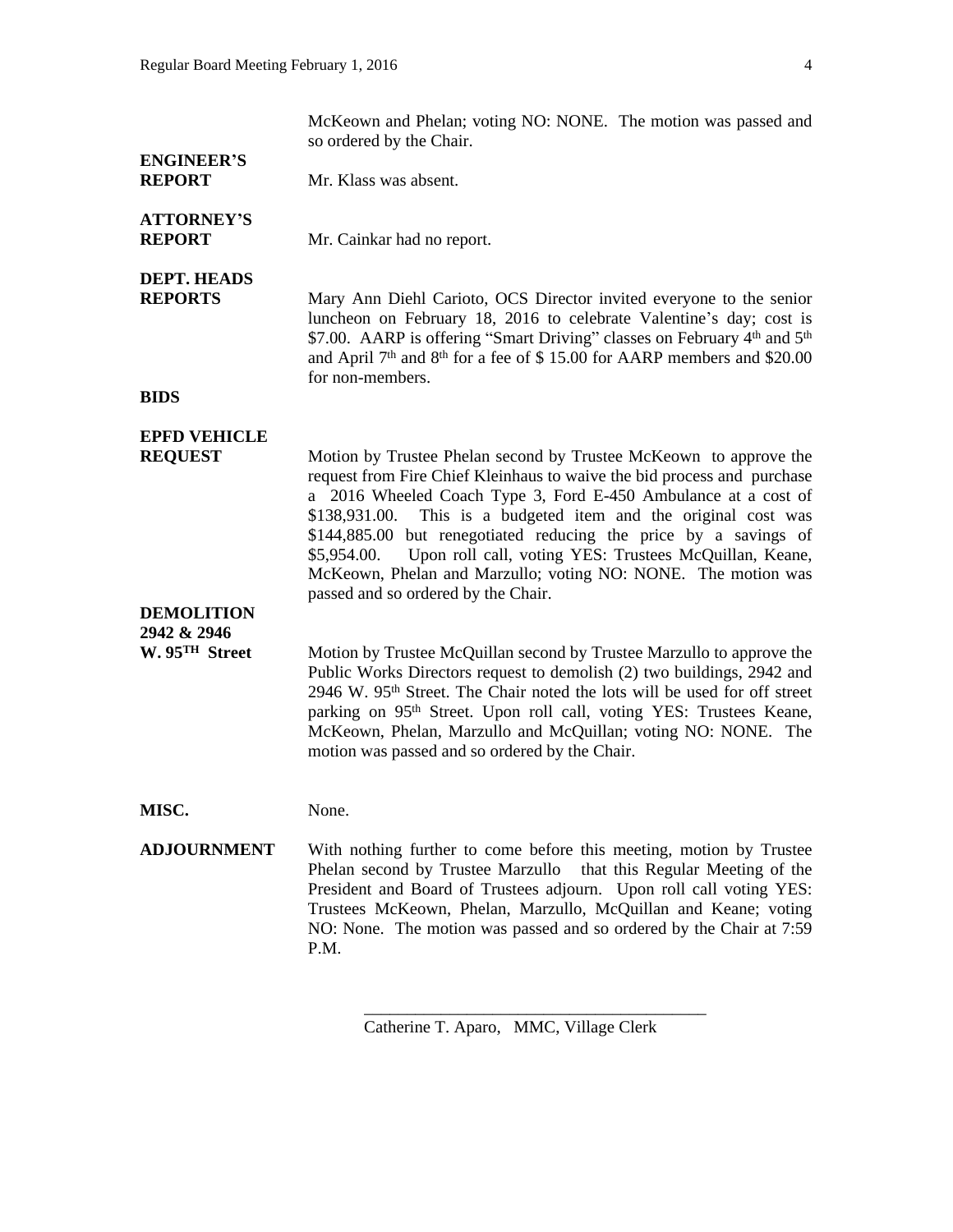McKeown and Phelan; voting NO: NONE. The motion was passed and so ordered by the Chair.

**ENGINEER'S REPORT**

Mr. Klass was absent.

**ATTORNEY'S REPORT**

Mr. Cainkar had no report.

**DEPT. HEADS REPORTS**

Mary Ann Diehl Carioto, OCS Director invited everyone to the senior luncheon on February 18, 2016 to celebrate Valentine's day; cost is $7.00. AARP is offering "Smart Driving" classes on February 4th and 5th and April 7th and 8th for a fee of $ 15.00 for AARP members and $20.00 for non-members.

**BIDS**

**EPFD VEHICLE REQUEST**

Motion by Trustee Phelan second by Trustee McKeown to approve the request from Fire Chief Kleinhaus to waive the bid process and purchase a 2016 Wheeled Coach Type 3, Ford E-450 Ambulance at a cost of $138,931.00. This is a budgeted item and the original cost was $144,885.00 but renegotiated reducing the price by a savings of $5,954.00. Upon roll call, voting YES: Trustees McQuillan, Keane, McKeown, Phelan and Marzullo; voting NO: NONE. The motion was passed and so ordered by the Chair.

**DEMOLITION 2942 & 2946 W. 95TH Street**

Motion by Trustee McQuillan second by Trustee Marzullo to approve the Public Works Directors request to demolish (2) two buildings, 2942 and 2946 W. 95th Street. The Chair noted the lots will be used for off street parking on 95th Street. Upon roll call, voting YES: Trustees Keane, McKeown, Phelan, Marzullo and McQuillan; voting NO: NONE. The motion was passed and so ordered by the Chair.

**MISC.**

None.

**ADJOURNMENT**

With nothing further to come before this meeting, motion by Trustee Phelan second by Trustee Marzullo that this Regular Meeting of the President and Board of Trustees adjourn. Upon roll call voting YES: Trustees McKeown, Phelan, Marzullo, McQuillan and Keane; voting NO: None. The motion was passed and so ordered by the Chair at 7:59 P.M.

\_\_\_\_\_\_\_\_\_\_\_\_\_\_\_\_\_\_\_\_\_\_\_\_\_\_\_\_\_\_\_\_\_\_\_\_\_\_\_\_

Catherine T. Aparo, MMC, Village Clerk